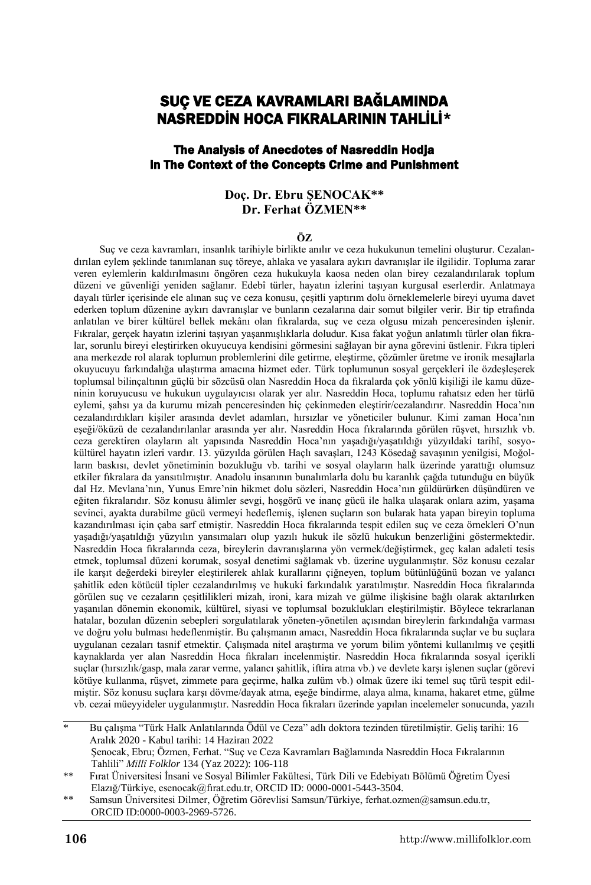# SUÇ VE CEZA KAVRAMLARI BAĞLAMINDA NASREDDİN HOCA FIKRALARININ TAHLİLİ*

## The Analysis of Anecdotes of Nasreddin Hodja In The Context of the Concepts Crime and Punishment

**Doç. Dr. Ebru ŞENOCAK\*\***
**Dr. Ferhat ÖZMEN\*\***

**ÖZ**

Suç ve ceza kavramları, insanlık tarihiyle birlikte anılır ve ceza hukukunun temelini oluşturur. Cezalandırılan eylem şeklinde tanımlanan suç töreye, ahlaka ve yasalara aykırı davranışlar ile ilgilidir. Topluma zarar veren eylemlerin kaldırılmasını öngören ceza hukukuyla kaosa neden olan birey cezalandırılarak toplum düzeni ve güvenliği yeniden sağlanır. Edebî türler, hayatın izlerini taşıyan kurgusal eserlerdir. Anlatmaya dayalı türler içerisinde ele alınan suç ve ceza konusu, çeşitli yaptırım dolu örneklemelerle bireyi uyuma davet ederken toplum düzenine aykırı davranışlar ve bunların cezalarına dair somut bilgiler verir. Bir tip etrafında anlatılan ve birer kültürel bellek mekânı olan fıkralarda, suç ve ceza olgusu mizah penceresinden işlenir. Fıkralar, gerçek hayatın izlerini taşıyan yaşanmışlıklarla doludur. Kısa fakat yoğun anlatımlı türler olan fıkralar, sorunlu bireyi eleştirirken okuyucuya kendisini görmesini sağlayan bir ayna görevini üstlenir. Fıkra tipleri ana merkezde rol alarak toplumun problemlerini dile getirme, eleştirme, çözümler üretme ve ironik mesajlarla okuyucuyu farkındalığa ulaştırma amacına hizmet eder. Türk toplumunun sosyal gerçekleri ile özdeşleşerek toplumsal bilinçaltının güçlü bir sözcüsü olan Nasreddin Hoca da fıkralarda çok yönlü kişiliği ile kamu düzeninin koruyucusu ve hukukun uygulayıcısı olarak yer alır. Nasreddin Hoca, toplumu rahatsız eden her türlü eylemi, şahsı ya da kurumu mizah penceresinden hiç çekinmeden eleştirir/cezalandırır. Nasreddin Hoca'nın cezalandırdıkları kişiler arasında devlet adamları, hırsızlar ve yöneticiler bulunur. Kimi zaman Hoca'nın eşeği/öküzü de cezalandırılanlar arasında yer alır. Nasreddin Hoca fıkralarında görülen rüşvet, hırsızlık vb. ceza gerektiren olayların alt yapısında Nasreddin Hoca'nın yaşadığı/yaşatıldığı yüzyıldaki tarihî, sosyo-kültürel hayatın izleri vardır. 13. yüzyılda görülen Haçlı savaşları, 1243 Kösedağ savaşının yenilgisi, Moğolların baskısı, devlet yönetiminin bozukluğu vb. tarihi ve sosyal olayların halk üzerinde yarattığı olumsuz etkiler fıkralara da yansıtılmıştır. Anadolu insanının bunalımlarla dolu bu karanlık çağda tutunduğu en büyük dal Hz. Mevlana'nın, Yunus Emre'nin hikmet dolu sözleri, Nasreddin Hoca'nın güldürürken düşündüren ve eğiten fıkralarıdır. Söz konusu âlimler sevgi, hoşgörü ve inanç gücü ile halka ulaşarak onlara azim, yaşama sevinci, ayakta durabilme gücü vermeyi hedeflemiş, işlenen suçların son bularak hata yapan bireyin topluma kazandırılması için çaba sarf etmiştir. Nasreddin Hoca fıkralarında tespit edilen suç ve ceza örnekleri O'nun yaşadığı/yaşatıldığı yüzyılın yansımaları olup yazılı hukuk ile sözlü hukukun benzerliğini göstermektedir. Nasreddin Hoca fıkralarında ceza, bireylerin davranışlarına yön vermek/değiştirmek, geç kalan adaleti tesis etmek, toplumsal düzeni korumak, sosyal denetimi sağlamak vb. üzerine uygulanmıştır. Söz konusu cezalar ile karşıt değerdeki bireyler eleştirilerek ahlak kurallarını çiğneyen, toplum bütünlüğünü bozan ve yalancı şahitlik eden kötücül tipler cezalandırılmış ve hukuki farkındalık yaratılmıştır. Nasreddin Hoca fıkralarında görülen suç ve cezaların çeşitlilikleri mizah, ironi, kara mizah ve gülme ilişkisine bağlı olarak aktarılırken yaşanılan dönemin ekonomik, kültürel, siyasi ve toplumsal bozuklukları eleştirilmiştir. Böylece tekrarlanan hatalar, bozulan düzenin sebepleri sorgulatılarak yöneten-yönetilen açısından bireylerin farkındalığa varması ve doğru yolu bulması hedeflenmiştir. Bu çalışmanın amacı, Nasreddin Hoca fıkralarında suçlar ve bu suçlara uygulanan cezaları tasnif etmektir. Çalışmada nitel araştırma ve yorum bilim yöntemi kullanılmış ve çeşitli kaynaklarda yer alan Nasreddin Hoca fıkraları incelenmiştir. Nasreddin Hoca fıkralarında sosyal içerikli suçlar (hırsızlık/gasp, mala zarar verme, yalancı şahitlik, iftira atma vb.) ve devlete karşı işlenen suçlar (görevi kötüye kullanma, rüşvet, zimmete para geçirme, halka zulüm vb.) olmak üzere iki temel suç türü tespit edilmiştir. Söz konusu suçlara karşı dövme/dayak atma, eşeğe bindirme, alaya alma, kınama, hakaret etme, gülme vb. cezai müeyyideler uygulanmıştır. Nasreddin Hoca fıkraları üzerinde yapılan incelemeler sonucunda, yazılı

---

\* Bu çalışma "Türk Halk Anlatılarında Ödül ve Ceza" adlı doktora tezinden türetilmiştir. Geliş tarihi: 16 Aralık 2020 - Kabul tarihi: 14 Haziran 2022
Şenocak, Ebru; Özmen, Ferhat. "Suç ve Ceza Kavramları Bağlamında Nasreddin Hoca Fıkralarının Tahlili" *Millî Folklor* 134 (Yaz 2022): 106-118

\*\* Fırat Üniversitesi İnsani ve Sosyal Bilimler Fakültesi, Türk Dili ve Edebiyatı Bölümü Öğretim Üyesi Elazığ/Türkiye, esenocak@fırat.edu.tr, ORCID ID: 0000-0001-5443-3504.

\*\* Samsun Üniversitesi Dilmer, Öğretim Görevlisi Samsun/Türkiye, ferhat.ozmen@samsun.edu.tr, ORCID ID:0000-0003-2969-5726.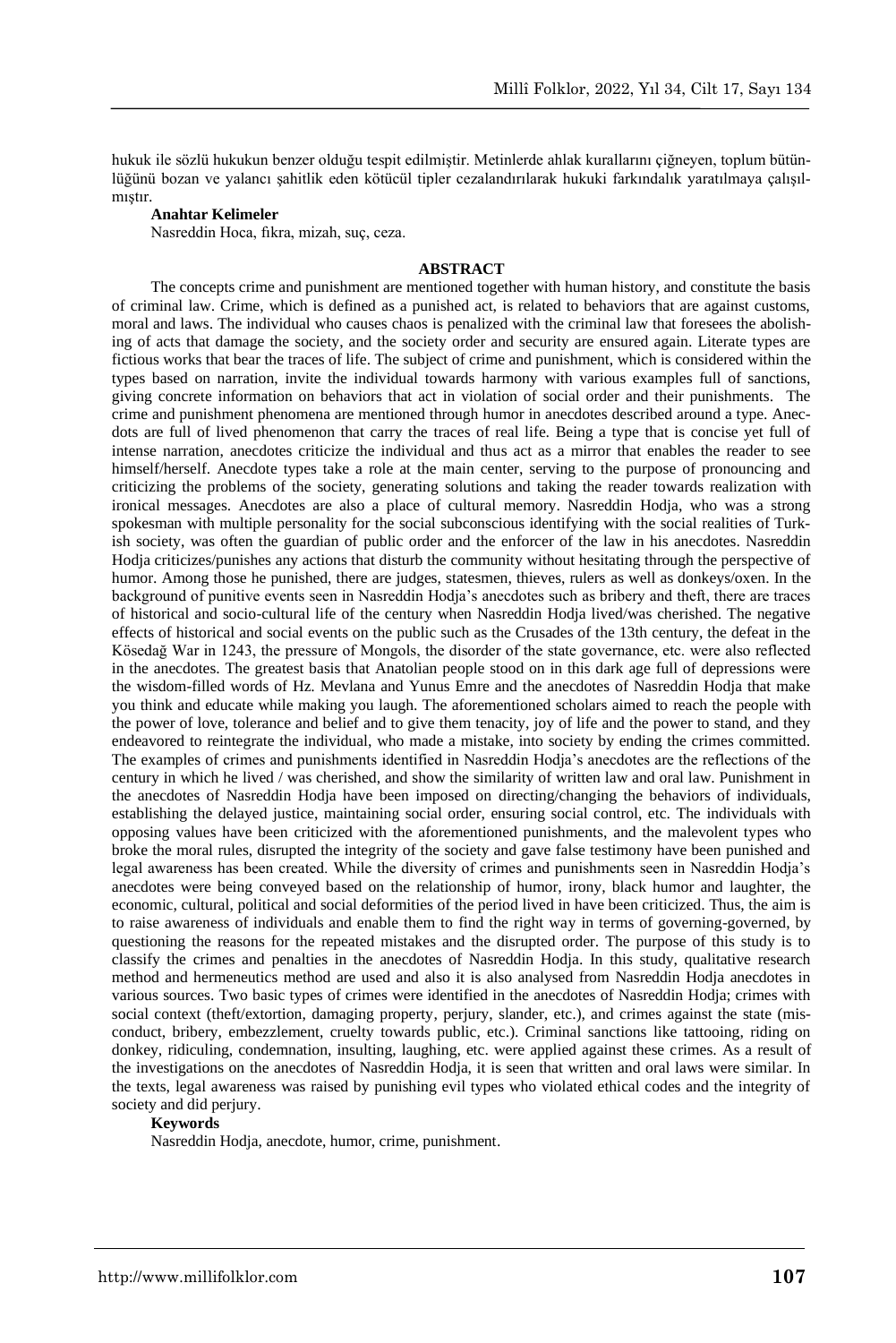hukuk ile sözlü hukukun benzer olduğu tespit edilmiştir. Metinlerde ahlak kurallarını çiğneyen, toplum bütünlüğünü bozan ve yalancı şahitlik eden kötücül tipler cezalandırılarak hukuki farkındalık yaratılmaya çalışılmıştır.

**Anahtar Kelimeler**

Nasreddin Hoca, fıkra, mizah, suç, ceza.

**ABSTRACT**

The concepts crime and punishment are mentioned together with human history, and constitute the basis of criminal law. Crime, which is defined as a punished act, is related to behaviors that are against customs, moral and laws. The individual who causes chaos is penalized with the criminal law that foresees the abolishing of acts that damage the society, and the society order and security are ensured again. Literate types are fictious works that bear the traces of life. The subject of crime and punishment, which is considered within the types based on narration, invite the individual towards harmony with various examples full of sanctions, giving concrete information on behaviors that act in violation of social order and their punishments. The crime and punishment phenomena are mentioned through humor in anecdotes described around a type. Anecdots are full of lived phenomenon that carry the traces of real life. Being a type that is concise yet full of intense narration, anecdotes criticize the individual and thus act as a mirror that enables the reader to see himself/herself. Anecdote types take a role at the main center, serving to the purpose of pronouncing and criticizing the problems of the society, generating solutions and taking the reader towards realization with ironical messages. Anecdotes are also a place of cultural memory. Nasreddin Hodja, who was a strong spokesman with multiple personality for the social subconscious identifying with the social realities of Turkish society, was often the guardian of public order and the enforcer of the law in his anecdotes. Nasreddin Hodja criticizes/punishes any actions that disturb the community without hesitating through the perspective of humor. Among those he punished, there are judges, statesmen, thieves, rulers as well as donkeys/oxen. In the background of punitive events seen in Nasreddin Hodja's anecdotes such as bribery and theft, there are traces of historical and socio-cultural life of the century when Nasreddin Hodja lived/was cherished. The negative effects of historical and social events on the public such as the Crusades of the 13th century, the defeat in the Kösedağ War in 1243, the pressure of Mongols, the disorder of the state governance, etc. were also reflected in the anecdotes. The greatest basis that Anatolian people stood on in this dark age full of depressions were the wisdom-filled words of Hz. Mevlana and Yunus Emre and the anecdotes of Nasreddin Hodja that make you think and educate while making you laugh. The aforementioned scholars aimed to reach the people with the power of love, tolerance and belief and to give them tenacity, joy of life and the power to stand, and they endeavored to reintegrate the individual, who made a mistake, into society by ending the crimes committed. The examples of crimes and punishments identified in Nasreddin Hodja's anecdotes are the reflections of the century in which he lived / was cherished, and show the similarity of written law and oral law. Punishment in the anecdotes of Nasreddin Hodja have been imposed on directing/changing the behaviors of individuals, establishing the delayed justice, maintaining social order, ensuring social control, etc. The individuals with opposing values have been criticized with the aforementioned punishments, and the malevolent types who broke the moral rules, disrupted the integrity of the society and gave false testimony have been punished and legal awareness has been created. While the diversity of crimes and punishments seen in Nasreddin Hodja's anecdotes were being conveyed based on the relationship of humor, irony, black humor and laughter, the economic, cultural, political and social deformities of the period lived in have been criticized. Thus, the aim is to raise awareness of individuals and enable them to find the right way in terms of governing-governed, by questioning the reasons for the repeated mistakes and the disrupted order. The purpose of this study is to classify the crimes and penalties in the anecdotes of Nasreddin Hodja. In this study, qualitative research method and hermeneutics method are used and also it is also analysed from Nasreddin Hodja anecdotes in various sources. Two basic types of crimes were identified in the anecdotes of Nasreddin Hodja; crimes with social context (theft/extortion, damaging property, perjury, slander, etc.), and crimes against the state (misconduct, bribery, embezzlement, cruelty towards public, etc.). Criminal sanctions like tattooing, riding on donkey, ridiculing, condemnation, insulting, laughing, etc. were applied against these crimes. As a result of the investigations on the anecdotes of Nasreddin Hodja, it is seen that written and oral laws were similar. In the texts, legal awareness was raised by punishing evil types who violated ethical codes and the integrity of society and did perjury.

**Keywords**

Nasreddin Hodja, anecdote, humor, crime, punishment.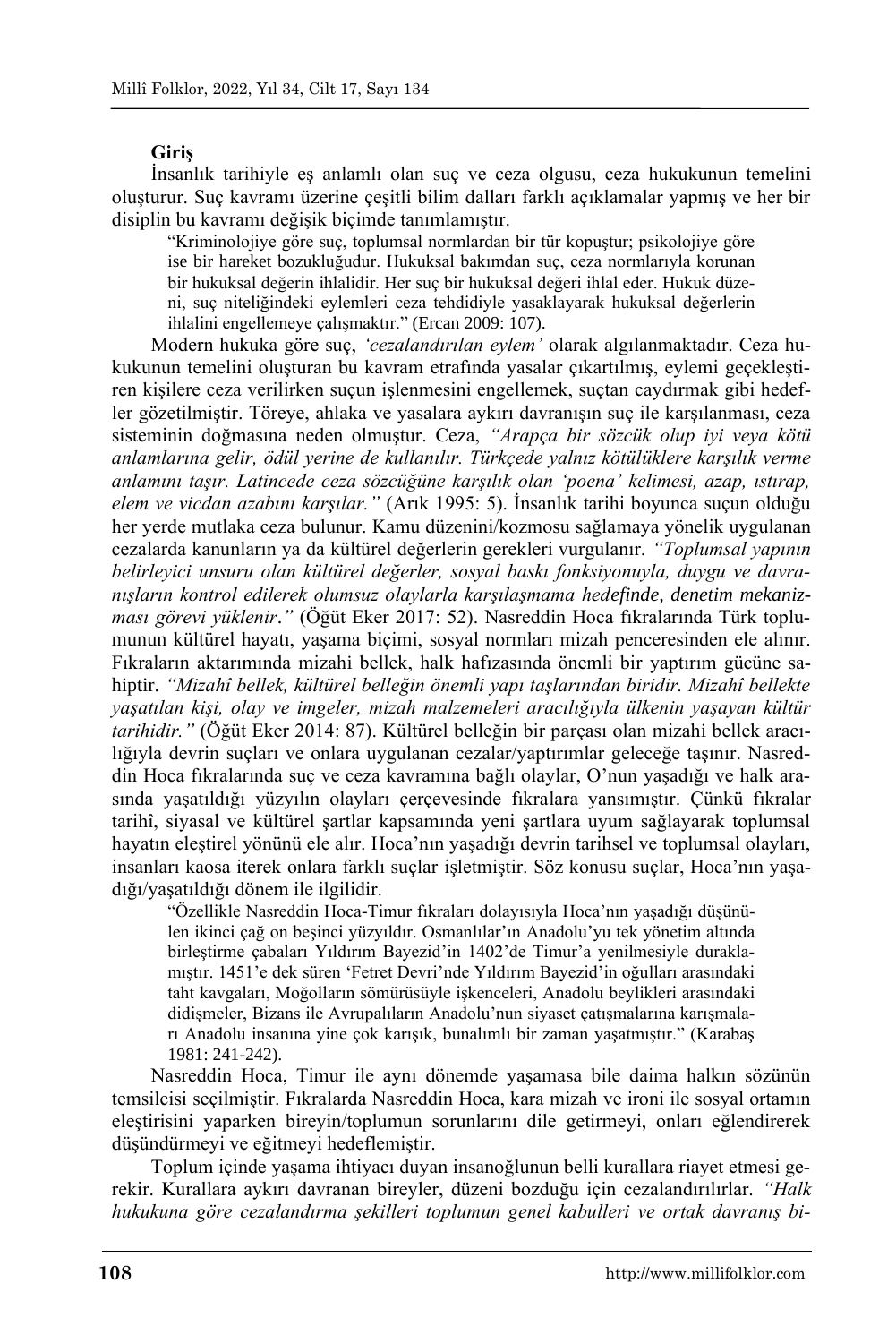**Giriş**

İnsanlık tarihiyle eş anlamlı olan suç ve ceza olgusu, ceza hukukunun temelini oluşturur. Suç kavramı üzerine çeşitli bilim dalları farklı açıklamalar yapmış ve her bir disiplin bu kavramı değişik biçimde tanımlamıştır.

> "Kriminolojiye göre suç, toplumsal normlardan bir tür kopuştur; psikolojiye göre ise bir hareket bozukluğudur. Hukuksal bakımdan suç, ceza normlarıyla korunan bir hukuksal değerin ihlalidir. Her suç bir hukuksal değeri ihlal eder. Hukuk düzeni, suç niteliğindeki eylemleri ceza tehdidiyle yasaklayarak hukuksal değerlerin ihlalini engellemeye çalışmaktır." (Ercan 2009: 107).

Modern hukuka göre suç, *'cezalandırılan eylem'* olarak algılanmaktadır. Ceza hukukunun temelini oluşturan bu kavram etrafında yasalar çıkartılmış, eylemi geçekleştiren kişilere ceza verilirken suçun işlenmesini engellemek, suçtan caydırmak gibi hedefler gözetilmiştir. Töreye, ahlaka ve yasalara aykırı davranışın suç ile karşılanması, ceza sisteminin doğmasına neden olmuştur. Ceza, *"Arapça bir sözcük olup iyi veya kötü anlamlarına gelir, ödül yerine de kullanılır. Türkçede yalnız kötülüklere karşılık verme anlamını taşır. Latincede ceza sözcüğüne karşılık olan 'poena' kelimesi, azap, ıstırap, elem ve vicdan azabını karşılar."* (Arık 1995: 5). İnsanlık tarihi boyunca suçun olduğu her yerde mutlaka ceza bulunur. Kamu düzenini/kozmosu sağlamaya yönelik uygulanan cezalarda kanunların ya da kültürel değerlerin gerekleri vurgulanır. *"Toplumsal yapının belirleyici unsuru olan kültürel değerler, sosyal baskı fonksiyonuyla, duygu ve davranışların kontrol edilerek olumsuz olaylarla karşılaşmama hedefinde, denetim mekanizması görevi yüklenir."* (Öğüt Eker 2017: 52). Nasreddin Hoca fıkralarında Türk toplumunun kültürel hayatı, yaşama biçimi, sosyal normları mizah penceresinden ele alınır. Fıkraların aktarımında mizahi bellek, halk hafızasında önemli bir yaptırım gücüne sahiptir. *"Mizahî bellek, kültürel belleğin önemli yapı taşlarından biridir. Mizahî bellekte yaşatılan kişi, olay ve imgeler, mizah malzemeleri aracılığıyla ülkenin yaşayan kültür tarihidir."* (Öğüt Eker 2014: 87). Kültürel belleğin bir parçası olan mizahi bellek aracılığıyla devrin suçları ve onlara uygulanan cezalar/yaptırımlar geleceğe taşınır. Nasreddin Hoca fıkralarında suç ve ceza kavramına bağlı olaylar, O'nun yaşadığı ve halk arasında yaşatıldığı yüzyılın olayları çerçevesinde fıkralara yansımıştır. Çünkü fıkralar tarihî, siyasal ve kültürel şartlar kapsamında yeni şartlara uyum sağlayarak toplumsal hayatın eleştirel yönünü ele alır. Hoca'nın yaşadığı devrin tarihsel ve toplumsal olayları, insanları kaosa iterek onlara farklı suçlar işletmiştir. Söz konusu suçlar, Hoca'nın yaşadığı/yaşatıldığı dönem ile ilgilidir.

> "Özellikle Nasreddin Hoca-Timur fıkraları dolayısıyla Hoca'nın yaşadığı düşünülen ikinci çağ on beşinci yüzyıldır. Osmanlılar'ın Anadolu'yu tek yönetim altında birleştirme çabaları Yıldırım Bayezid'in 1402'de Timur'a yenilmesiyle duraklamıştır. 1451'e dek süren 'Fetret Devri'nde Yıldırım Bayezid'in oğulları arasındaki taht kavgaları, Moğolların sömürüsüyle işkenceleri, Anadolu beylikleri arasındaki didişmeler, Bizans ile Avrupalıların Anadolu'nun siyaset çatışmalarına karışmaları Anadolu insanına yine çok karışık, bunalımlı bir zaman yaşatmıştır." (Karabaş 1981: 241-242).

Nasreddin Hoca, Timur ile aynı dönemde yaşamasa bile daima halkın sözünün temsilcisi seçilmiştir. Fıkralarda Nasreddin Hoca, kara mizah ve ironi ile sosyal ortamın eleştirisini yaparken bireyin/toplumun sorunlarını dile getirmeyi, onları eğlendirerek düşündürmeyi ve eğitmeyi hedeflemiştir.

Toplum içinde yaşama ihtiyacı duyan insanoğlunun belli kurallara riayet etmesi gerekir. Kurallara aykırı davranan bireyler, düzeni bozduğu için cezalandırılırlar. *"Halk hukukuna göre cezalandırma şekilleri toplumun genel kabulleri ve ortak davranış bi-*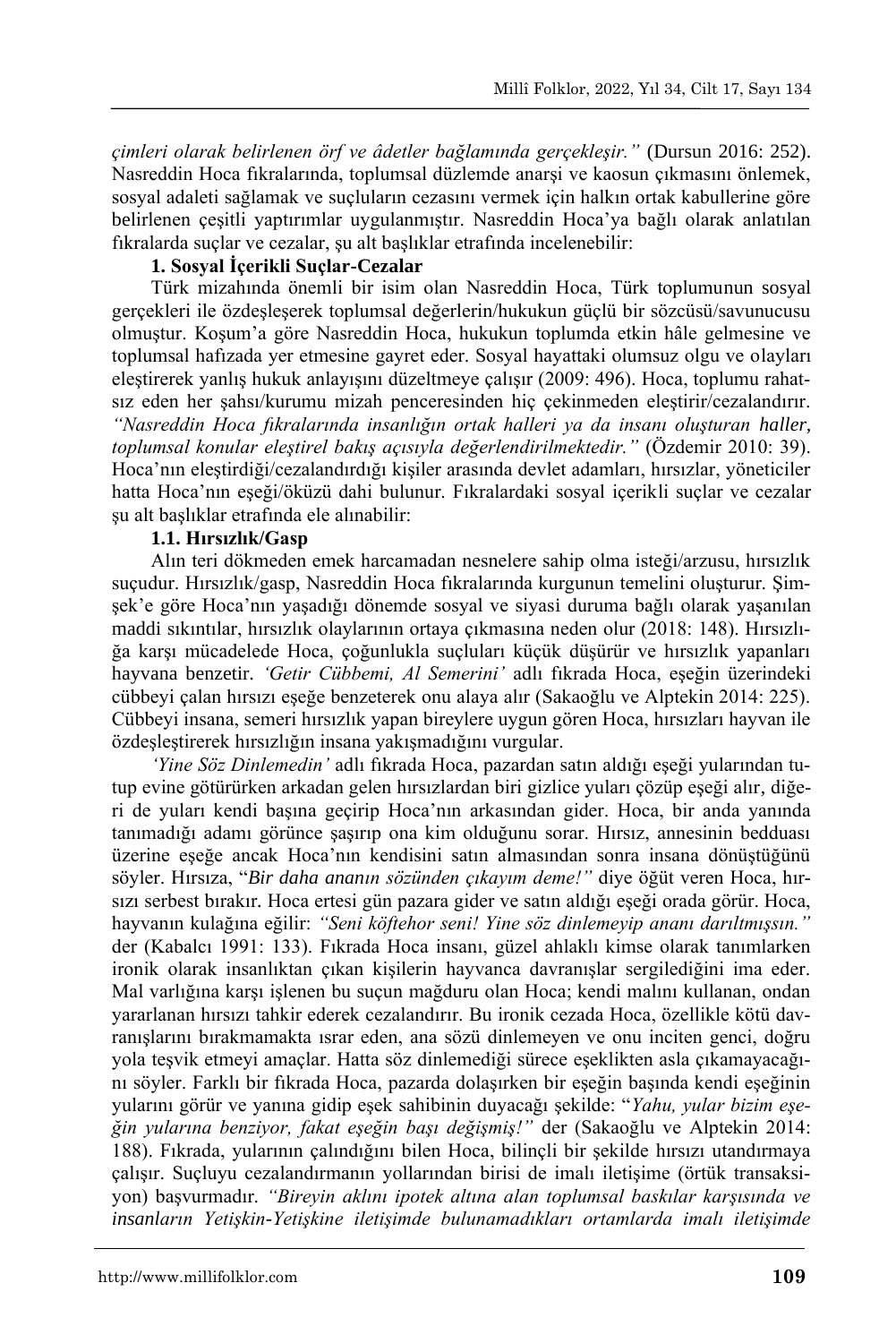*çimleri olarak belirlenen örf ve âdetler bağlamında gerçekleşir."* (Dursun 2016: 252). Nasreddin Hoca fıkralarında, toplumsal düzlemde anarşi ve kaosun çıkmasını önlemek, sosyal adaleti sağlamak ve suçluların cezasını vermek için halkın ortak kabullerine göre belirlenen çeşitli yaptırımlar uygulanmıştır. Nasreddin Hoca'ya bağlı olarak anlatılan fıkralarda suçlar ve cezalar, şu alt başlıklar etrafında incelenebilir:

**1. Sosyal İçerikli Suçlar-Cezalar**

Türk mizahında önemli bir isim olan Nasreddin Hoca, Türk toplumunun sosyal gerçekleri ile özdeşleşerek toplumsal değerlerin/hukukun güçlü bir sözcüsü/savunucusu olmuştur. Koşum'a göre Nasreddin Hoca, hukukun toplumda etkin hâle gelmesine ve toplumsal hafızada yer etmesine gayret eder. Sosyal hayattaki olumsuz olgu ve olayları eleştirerek yanlış hukuk anlayışını düzeltmeye çalışır (2009: 496). Hoca, toplumu rahatsız eden her şahsı/kurumu mizah penceresinden hiç çekinmeden eleştirir/cezalandırır. *"Nasreddin Hoca fıkralarında insanlığın ortak halleri ya da insanı oluşturan haller, toplumsal konular eleştirel bakış açısıyla değerlendirilmektedir."* (Özdemir 2010: 39). Hoca'nın eleştirdiği/cezalandırdığı kişiler arasında devlet adamları, hırsızlar, yöneticiler hatta Hoca'nın eşeği/öküzü dahi bulunur. Fıkralardaki sosyal içerikli suçlar ve cezalar şu alt başlıklar etrafında ele alınabilir:

**1.1. Hırsızlık/Gasp**

Alın teri dökmeden emek harcamadan nesnelere sahip olma isteği/arzusu, hırsızlık suçudur. Hırsızlık/gasp, Nasreddin Hoca fıkralarında kurgunun temelini oluşturur. Şimşek'e göre Hoca'nın yaşadığı dönemde sosyal ve siyasi duruma bağlı olarak yaşanılan maddi sıkıntılar, hırsızlık olaylarının ortaya çıkmasına neden olur (2018: 148). Hırsızlığa karşı mücadelede Hoca, çoğunlukla suçluları küçük düşürür ve hırsızlık yapanları hayvana benzetir. *'Getir Cübbemi, Al Semerini'* adlı fıkrada Hoca, eşeğin üzerindeki cübbeyi çalan hırsızı eşeğe benzeterek onu alaya alır (Sakaoğlu ve Alptekin 2014: 225). Cübbeyi insana, semeri hırsızlık yapan bireylere uygun gören Hoca, hırsızları hayvan ile özdeşleştirerek hırsızlığın insana yakışmadığını vurgular.

*'Yine Söz Dinlemedin'* adlı fıkrada Hoca, pazardan satın aldığı eşeği yularından tutup evine götürürken arkadan gelen hırsızlardan biri gizlice yuları çözüp eşeği alır, diğeri de yuları kendi başına geçirip Hoca'nın arkasından gider. Hoca, bir anda yanında tanımadığı adamı görünce şaşırıp ona kim olduğunu sorar. Hırsız, annesinin bedduası üzerine eşeğe ancak Hoca'nın kendisini satın almasından sonra insana dönüştüğünü söyler. Hırsıza, "*Bir daha ananın sözünden çıkayım deme!"* diye öğüt veren Hoca, hırsızı serbest bırakır. Hoca ertesi gün pazara gider ve satın aldığı eşeği orada görür. Hoca, hayvanın kulağına eğilir: *"Seni köftehor seni! Yine söz dinlemeyip ananı darıltmışsın."* der (Kabalcı 1991: 133). Fıkrada Hoca insanı, güzel ahlaklı kimse olarak tanımlarken ironik olarak insanlıktan çıkan kişilerin hayvanca davranışlar sergilediğini ima eder. Mal varlığına karşı işlenen bu suçun mağduru olan Hoca; kendi malını kullanan, ondan yararlanan hırsızı tahkir ederek cezalandırır. Bu ironik cezada Hoca, özellikle kötü davranışlarını bırakmamakta ısrar eden, ana sözü dinlemeyen ve onu inciten genci, doğru yola teşvik etmeyi amaçlar. Hatta söz dinlemediği sürece eşeklikten asla çıkamayacağını söyler. Farklı bir fıkrada Hoca, pazarda dolaşırken bir eşeğin başında kendi eşeğinin yularını görür ve yanına gidip eşek sahibinin duyacağı şekilde: "*Yahu, yular bizim eşeğin yularına benziyor, fakat eşeğin başı değişmiş!"* der (Sakaoğlu ve Alptekin 2014: 188). Fıkrada, yularının çalındığını bilen Hoca, bilinçli bir şekilde hırsızı utandırmaya çalışır. Suçluyu cezalandırmanın yollarından birisi de imalı iletişime (örtük transaksiyon) başvurmadır. *"Bireyin aklını ipotek altına alan toplumsal baskılar karşısında ve insanların Yetişkin-Yetişkine iletişimde bulunamadıkları ortamlarda imalı iletişimde*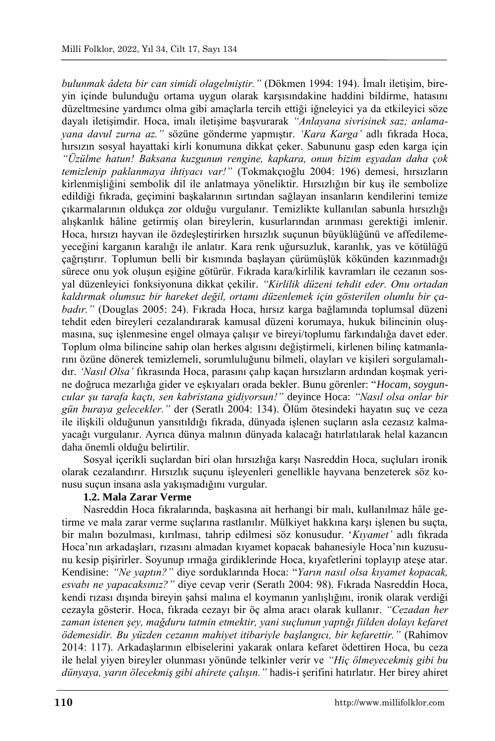*bulunmak âdeta bir can simidi olagelmiştir."* (Dökmen 1994: 194). İmalı iletişim, bireyin içinde bulunduğu ortama uygun olarak karşısındakine haddini bildirme, hatasını düzeltmesine yardımcı olma gibi amaçlarla tercih ettiği iğneleyici ya da etkileyici söze dayalı iletişimdir. Hoca, imalı iletişime başvurarak *"Anlayana sivrisinek saz; anlamayana davul zurna az."* sözüne gönderme yapmıştır. *'Kara Karga'* adlı fıkrada Hoca, hırsızın sosyal hayattaki kirli konumuna dikkat çeker. Sabununu gasp eden karga için *"Üzülme hatun! Baksana kuzgunun rengine, kapkara, onun bizim eşyadan daha çok temizlenip paklanmaya ihtiyacı var!"* (Tokmakçıoğlu 2004: 196) demesi, hırsızların kirlenmişliğini sembolik dil ile anlatmaya yöneliktir. Hırsızlığın bir kuş ile sembolize edildiği fıkrada, geçimini başkalarının sırtından sağlayan insanların kendilerini temize çıkarmalarının oldukça zor olduğu vurgulanır. Temizlikte kullanılan sabunla hırsızlığı alışkanlık hâline getirmiş olan bireylerin, kusurlarından arınması gerektiği imlenir. Hoca, hırsızı hayvan ile özdeşleştirirken hırsızlık suçunun büyüklüğünü ve affedilemeyeceğini karganın karalığı ile anlatır. Kara renk uğursuzluk, karanlık, yas ve kötülüğü çağrıştırır. Toplumun belli bir kısmında başlayan çürümüşlük kökünden kazınmadığı sürece onu yok oluşun eşiğine götürür. Fıkrada kara/kirlilik kavramları ile cezanın sosyal düzenleyici fonksiyonuna dikkat çekilir. *"Kirlilik düzeni tehdit eder. Onu ortadan kaldırmak olumsuz bir hareket değil, ortamı düzenlemek için gösterilen olumlu bir çabadır."* (Douglas 2005: 24). Fıkrada Hoca, hırsız karga bağlamında toplumsal düzeni tehdit eden bireyleri cezalandırarak kamusal düzeni korumaya, hukuk bilincinin oluşmasına, suç işlenmesine engel olmaya çalışır ve bireyi/toplumu farkındalığa davet eder. Toplum olma bilincine sahip olan herkes algısını değiştirmeli, kirlenen bilinç katmanlarını özüne dönerek temizlemeli, sorumluluğunu bilmeli, olayları ve kişileri sorgulamalıdır. *'Nasıl Olsa'* fıkrasında Hoca, parasını çalıp kaçan hırsızların ardından koşmak yerine doğruca mezarlığa gider ve eşkıyaları orada bekler. Bunu görenler: "*Hocam, soyguncular şu tarafa kaçtı, sen kabristana gidiyorsun!"* deyince Hoca: *"Nasıl olsa onlar bir gün buraya gelecekler."* der (Seratlı 2004: 134). Ölüm ötesindeki hayatın suç ve ceza ile ilişkili olduğunun yansıtıldığı fıkrada, dünyada işlenen suçların asla cezasız kalmayacağı vurgulanır. Ayrıca dünya malının dünyada kalacağı hatırlatılarak helal kazancın daha önemli olduğu belirtilir.

Sosyal içerikli suçlardan biri olan hırsızlığa karşı Nasreddin Hoca, suçluları ironik olarak cezalandırır. Hırsızlık suçunu işleyenleri genellikle hayvana benzeterek söz konusu suçun insana asla yakışmadığını vurgular.

### 1.2. Mala Zarar Verme

Nasreddin Hoca fıkralarında, başkasına ait herhangi bir malı, kullanılmaz hâle getirme ve mala zarar verme suçlarına rastlanılır. Mülkiyet hakkına karşı işlenen bu suçta, bir malın bozulması, kırılması, tahrip edilmesi söz konusudur. '*Kıyamet'* adlı fıkrada Hoca'nın arkadaşları, rızasını almadan kıyamet kopacak bahanesiyle Hoca'nın kuzusunu kesip pişirirler. Soyunup ırmağa girdiklerinde Hoca, kıyafetlerini toplayıp ateşe atar. Kendisine: *"Ne yaptın?"* diye sorduklarında Hoca: "*Yarın nasıl olsa kıyamet kopacak, esvabı ne yapacaksınız?"* diye cevap verir (Seratlı 2004: 98). Fıkrada Nasreddin Hoca, kendi rızası dışında bireyin şahsi malına el koymanın yanlışlığını, ironik olarak verdiği cezayla gösterir. Hoca, fıkrada cezayı bir öç alma aracı olarak kullanır. *"Cezadan her zaman istenen şey, mağduru tatmin etmektir, yani suçlunun yaptığı fiilden dolayı kefaret ödemesidir. Bu yüzden cezanın mahiyet itibariyle başlangıcı, bir kefarettir."* (Rahimov 2014: 117). Arkadaşlarının elbiselerini yakarak onlara kefaret ödettiren Hoca, bu ceza ile helal yiyen bireyler olunması yönünde telkinler verir ve *"Hiç ölmeyecekmiş gibi bu dünyaya, yarın ölecekmiş gibi ahirete çalışın."* hadis-i şerifini hatırlatır. Her birey ahiret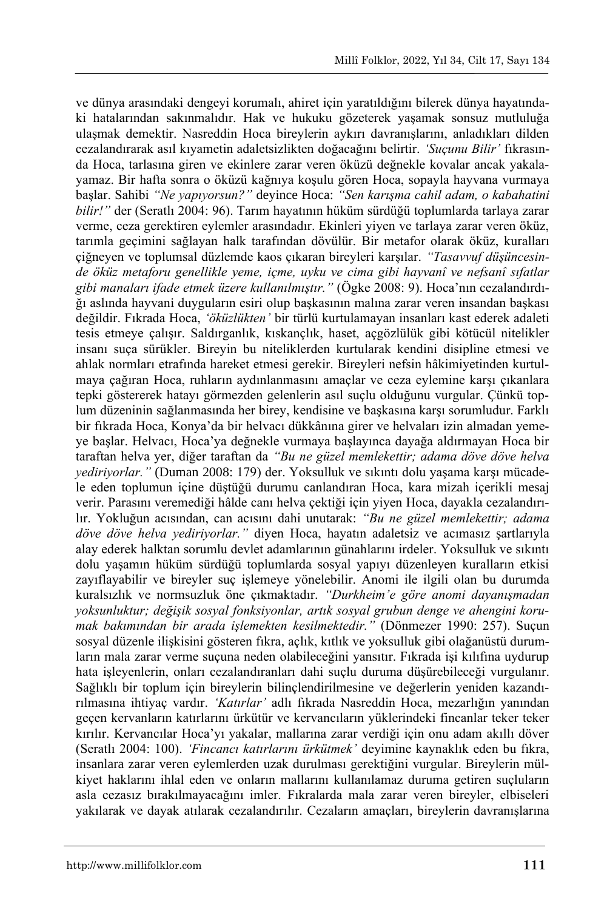ve dünya arasındaki dengeyi korumalı, ahiret için yaratıldığını bilerek dünya hayatındaki hatalarından sakınmalıdır. Hak ve hukuku gözeterek yaşamak sonsuz mutluluğa ulaşmak demektir. Nasreddin Hoca bireylerin aykırı davranışlarını, anladıkları dilden cezalandırarak asıl kıyametin adaletsizlikten doğacağını belirtir. *'Suçunu Bilir'* fıkrasında Hoca, tarlasına giren ve ekinlere zarar veren öküzü değnekle kovalar ancak yakalayamaz. Bir hafta sonra o öküzü kağnıya koşulu gören Hoca, sopayla hayvana vurmaya başlar. Sahibi *"Ne yapıyorsun?"* deyince Hoca: *"Sen karışma cahil adam, o kabahatini bilir!"* der (Seratlı 2004: 96). Tarım hayatının hüküm sürdüğü toplumlarda tarlaya zarar verme, ceza gerektiren eylemler arasındadır. Ekinleri yiyen ve tarlaya zarar veren öküz, tarımla geçimini sağlayan halk tarafından dövülür. Bir metafor olarak öküz, kuralları çiğneyen ve toplumsal düzlemde kaos çıkaran bireyleri karşılar. *"Tasavvuf düşüncesinde öküz metaforu genellikle yeme, içme, uyku ve cima gibi hayvanî ve nefsanî sıfatlar gibi manaları ifade etmek üzere kullanılmıştır."* (Ögke 2008: 9). Hoca'nın cezalandırdığı aslında hayvani duyguların esiri olup başkasının malına zarar veren insandan başkası değildir. Fıkrada Hoca, *'öküzlükten'* bir türlü kurtulamayan insanları kast ederek adaleti tesis etmeye çalışır. Saldırganlık, kıskançlık, haset, açgözlülük gibi kötücül nitelikler insanı suça sürükler. Bireyin bu niteliklerden kurtularak kendini disipline etmesi ve ahlak normları etrafında hareket etmesi gerekir. Bireyleri nefsin hâkimiyetinden kurtulmaya çağıran Hoca, ruhların aydınlanmasını amaçlar ve ceza eylemine karşı çıkanlara tepki göstererek hatayı görmezden gelenlerin asıl suçlu olduğunu vurgular. Çünkü toplum düzeninin sağlanmasında her birey, kendisine ve başkasına karşı sorumludur. Farklı bir fıkrada Hoca, Konya'da bir helvacı dükkânına girer ve helvaları izin almadan yemeye başlar. Helvacı, Hoca'ya değnekle vurmaya başlayınca dayağa aldırmayan Hoca bir taraftan helva yer, diğer taraftan da *"Bu ne güzel memlekettir; adama döve döve helva yediriyorlar."* (Duman 2008: 179) der. Yoksulluk ve sıkıntı dolu yaşama karşı mücadele eden toplumun içine düştüğü durumu canlandıran Hoca, kara mizah içerikli mesaj verir. Parasını veremediği hâlde canı helva çektiği için yiyen Hoca, dayakla cezalandırılır. Yokluğun acısından, can acısını dahi unutarak: *"Bu ne güzel memlekettir; adama döve döve helva yediriyorlar."* diyen Hoca, hayatın adaletsiz ve acımasız şartlarıyla alay ederek halktan sorumlu devlet adamlarının günahlarını irdeler. Yoksulluk ve sıkıntı dolu yaşamın hüküm sürdüğü toplumlarda sosyal yapıyı düzenleyen kuralların etkisi zayıflayabilir ve bireyler suç işlemeye yönelebilir. Anomi ile ilgili olan bu durumda kuralsızlık ve normsuzluk öne çıkmaktadır. *"Durkheim'e göre anomi dayanışmadan yoksunluktur; değişik sosyal fonksiyonlar, artık sosyal grubun denge ve ahengini korumak bakımından bir arada işlemekten kesilmektedir."* (Dönmezer 1990: 257). Suçun sosyal düzenle ilişkisini gösteren fıkra, açlık, kıtlık ve yoksulluk gibi olağanüstü durumların mala zarar verme suçuna neden olabileceğini yansıtır. Fıkrada işi kılıfına uydurup hata işleyenlerin, onları cezalandıranları dahi suçlu duruma düşürebileceği vurgulanır. Sağlıklı bir toplum için bireylerin bilinçlendirilmesine ve değerlerin yeniden kazandırılmasına ihtiyaç vardır. *'Katırlar'* adlı fıkrada Nasreddin Hoca, mezarlığın yanından geçen kervanların katırlarını ürkütür ve kervancıların yüklerindeki fincanlar teker teker kırılır. Kervancılar Hoca'yı yakalar, mallarına zarar verdiği için onu adam akıllı döver (Seratlı 2004: 100). *'Fincancı katırlarını ürkütmek'* deyimine kaynaklık eden bu fıkra, insanlara zarar veren eylemlerden uzak durulması gerektiğini vurgular. Bireylerin mülkiyet haklarını ihlal eden ve onların mallarını kullanılamaz duruma getiren suçluların asla cezasız bırakılmayacağını imler. Fıkralarda mala zarar veren bireyler, elbiseleri yakılarak ve dayak atılarak cezalandırılır. Cezaların amaçları, bireylerin davranışlarına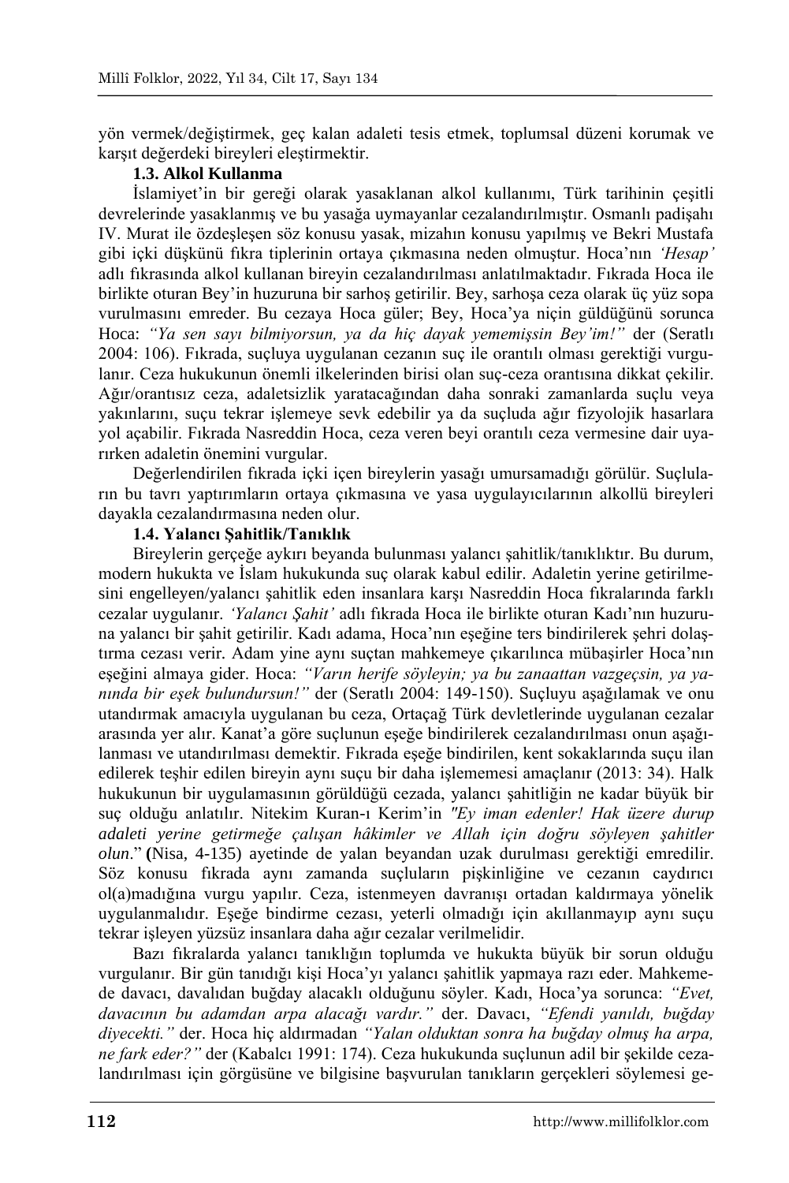yön vermek/değiştirmek, geç kalan adaleti tesis etmek, toplumsal düzeni korumak ve karşıt değerdeki bireyleri eleştirmektir.

### 1.3. Alkol Kullanma

İslamiyet'in bir gereği olarak yasaklanan alkol kullanımı, Türk tarihinin çeşitli devrelerinde yasaklanmış ve bu yasağa uymayanlar cezalandırılmıştır. Osmanlı padişahı IV. Murat ile özdeşleşen söz konusu yasak, mizahın konusu yapılmış ve Bekri Mustafa gibi içki düşkünü fıkra tiplerinin ortaya çıkmasına neden olmuştur. Hoca'nın *'Hesap'* adlı fıkrasında alkol kullanan bireyin cezalandırılması anlatılmaktadır. Fıkrada Hoca ile birlikte oturan Bey'in huzuruna bir sarhoş getirilir. Bey, sarhoşa ceza olarak üç yüz sopa vurulmasını emreder. Bu cezaya Hoca güler; Bey, Hoca'ya niçin güldüğünü sorunca Hoca: *"Ya sen sayı bilmiyorsun, ya da hiç dayak yememişsin Bey'im!"* der (Seratlı 2004: 106). Fıkrada, suçluya uygulanan cezanın suç ile orantılı olması gerektiği vurgulanır. Ceza hukukunun önemli ilkelerinden birisi olan suç-ceza orantısına dikkat çekilir. Ağır/orantısız ceza, adaletsizlik yaratacağından daha sonraki zamanlarda suçlu veya yakınlarını, suçu tekrar işlemeye sevk edebilir ya da suçluda ağır fizyolojik hasarlara yol açabilir. Fıkrada Nasreddin Hoca, ceza veren beyi orantılı ceza vermesine dair uyarırken adaletin önemini vurgular.

Değerlendirilen fıkrada içki içen bireylerin yasağı umursamadığı görülür. Suçluların bu tavrı yaptırımların ortaya çıkmasına ve yasa uygulayıcılarının alkollü bireyleri dayakla cezalandırmasına neden olur.

### 1.4. Yalancı Şahitlik/Tanıklık

Bireylerin gerçeğe aykırı beyanda bulunması yalancı şahitlik/tanıklıktır. Bu durum, modern hukukta ve İslam hukukunda suç olarak kabul edilir. Adaletin yerine getirilmesini engelleyen/yalancı şahitlik eden insanlara karşı Nasreddin Hoca fıkralarında farklı cezalar uygulanır. *'Yalancı Şahit'* adlı fıkrada Hoca ile birlikte oturan Kadı'nın huzuruna yalancı bir şahit getirilir. Kadı adama, Hoca'nın eşeğine ters bindirilerek şehri dolaştırma cezası verir. Adam yine aynı suçtan mahkemeye çıkarılınca mübaşirler Hoca'nın eşeğini almaya gider. Hoca: *"Varın herife söyleyin; ya bu zanaattan vazgeçsin, ya yanında bir eşek bulundursun!"* der (Seratlı 2004: 149-150). Suçluyu aşağılamak ve onu utandırmak amacıyla uygulanan bu ceza, Ortaçağ Türk devletlerinde uygulanan cezalar arasında yer alır. Kanat'a göre suçlunun eşeğe bindirilerek cezalandırılması onun aşağılanması ve utandırılması demektir. Fıkrada eşeğe bindirilen, kent sokaklarında suçu ilan edilerek teşhir edilen bireyin aynı suçu bir daha işlememesi amaçlanır (2013: 34). Halk hukukunun bir uygulamasının görüldüğü cezada, yalancı şahitliğin ne kadar büyük bir suç olduğu anlatılır. Nitekim Kuran-ı Kerim'in *"Ey iman edenler! Hak üzere durup adaleti yerine getirmeğe çalışan hâkimler ve Allah için doğru söyleyen şahitler olun*." (Nisa, 4-135) ayetinde de yalan beyandan uzak durulması gerektiği emredilir. Söz konusu fıkrada aynı zamanda suçluların pişkinliğine ve cezanın caydırıcı ol(a)madığına vurgu yapılır. Ceza, istenmeyen davranışı ortadan kaldırmaya yönelik uygulanmalıdır. Eşeğe bindirme cezası, yeterli olmadığı için akıllanmayıp aynı suçu tekrar işleyen yüzsüz insanlara daha ağır cezalar verilmelidir.

Bazı fıkralarda yalancı tanıklığın toplumda ve hukukta büyük bir sorun olduğu vurgulanır. Bir gün tanıdığı kişi Hoca'yı yalancı şahitlik yapmaya razı eder. Mahkemede davacı, davalıdan buğday alacaklı olduğunu söyler. Kadı, Hoca'ya sorunca: *"Evet, davacının bu adamdan arpa alacağı vardır."* der. Davacı, *"Efendi yanıldı, buğday diyecekti."* der. Hoca hiç aldırmadan *"Yalan olduktan sonra ha buğday olmuş ha arpa, ne fark eder?"* der (Kabalcı 1991: 174). Ceza hukukunda suçlunun adil bir şekilde cezalandırılması için görgüsüne ve bilgisine başvurulan tanıkların gerçekleri söylemesi ge-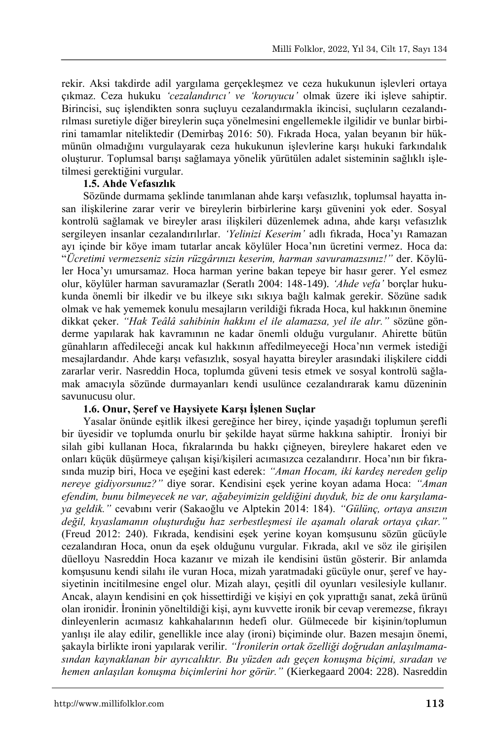rekir. Aksi takdirde adil yargılama gerçekleşmez ve ceza hukukunun işlevleri ortaya çıkmaz. Ceza hukuku *'cezalandırıcı' ve 'koruyucu'* olmak üzere iki işleve sahiptir. Birincisi, suç işlendikten sonra suçluyu cezalandırmakla ikincisi, suçluların cezalandırılması suretiyle diğer bireylerin suça yönelmesini engellemekle ilgilidir ve bunlar birbirini tamamlar niteliktedir (Demirbaş 2016: 50). Fıkrada Hoca, yalan beyanın bir hükmünün olmadığını vurgulayarak ceza hukukunun işlevlerine karşı hukuki farkındalık oluşturur. Toplumsal barışı sağlamaya yönelik yürütülen adalet sisteminin sağlıklı işletilmesi gerektiğini vurgular.

### 1.5. Ahde Vefasızlık

Sözünde durmama şeklinde tanımlanan ahde karşı vefasızlık, toplumsal hayatta insan ilişkilerine zarar verir ve bireylerin birbirlerine karşı güvenini yok eder. Sosyal kontrolü sağlamak ve bireyler arası ilişkileri düzenlemek adına, ahde karşı vefasızlık sergileyen insanlar cezalandırılırlar. *'Yelinizi Keserim'* adlı fıkrada, Hoca'yı Ramazan ayı içinde bir köye imam tutarlar ancak köylüler Hoca'nın ücretini vermez. Hoca da: "*Ücretimi vermezseniz sizin rüzgârınızı keserim, harman savuramazsınız!*" der. Köylüler Hoca'yı umursamaz. Hoca harman yerine bakan tepeye bir hasır gerer. Yel esmez olur, köylüler harman savuramazlar (Seratlı 2004: 148-149). *'Ahde vefa'* borçlar hukukunda önemli bir ilkedir ve bu ilkeye sıkı sıkıya bağlı kalmak gerekir. Sözüne sadık olmak ve hak yememek konulu mesajların verildiği fıkrada Hoca, kul hakkının önemine dikkat çeker. *"Hak Teâlâ sahibinin hakkını el ile alamazsa, yel ile alır."* sözüne gönderme yapılarak hak kavramının ne kadar önemli olduğu vurgulanır. Ahirette bütün günahların affedileceği ancak kul hakkının affedilmeyeceği Hoca'nın vermek istediği mesajlardandır. Ahde karşı vefasızlık, sosyal hayatta bireyler arasındaki ilişkilere ciddi zararlar verir. Nasreddin Hoca, toplumda güveni tesis etmek ve sosyal kontrolü sağlamak amacıyla sözünde durmayanları kendi usulünce cezalandırarak kamu düzeninin savunucusu olur.

### 1.6. Onur, Şeref ve Haysiyete Karşı İşlenen Suçlar

Yasalar önünde eşitlik ilkesi gereğince her birey, içinde yaşadığı toplumun şerefli bir üyesidir ve toplumda onurlu bir şekilde hayat sürme hakkına sahiptir. İroniyi bir silah gibi kullanan Hoca, fıkralarında bu hakkı çiğneyen, bireylere hakaret eden ve onları küçük düşürmeye çalışan kişi/kişileri acımasızca cezalandırır. Hoca'nın bir fıkrasında muzip biri, Hoca ve eşeğini kast ederek: *"Aman Hocam, iki kardeş nereden gelip nereye gidiyorsunuz?"* diye sorar. Kendisini eşek yerine koyan adama Hoca: *"Aman efendim, bunu bilmeyecek ne var, ağabeyimizin geldiğini duyduk, biz de onu karşılamaya geldik."* cevabını verir (Sakaoğlu ve Alptekin 2014: 184). *"Gülünç, ortaya ansızın değil, kıyaslamanın oluşturduğu haz serbestleşmesi ile aşamalı olarak ortaya çıkar."* (Freud 2012: 240). Fıkrada, kendisini eşek yerine koyan komşusunu sözün gücüyle cezalandıran Hoca, onun da eşek olduğunu vurgular. Fıkrada, akıl ve söz ile girişilen düelloyu Nasreddin Hoca kazanır ve mizah ile kendisini üstün gösterir. Bir anlamda komşusunu kendi silahı ile vuran Hoca, mizah yaratmadaki gücüyle onur, şeref ve haysiyetinin incitilmesine engel olur. Mizah alayı, çeşitli dil oyunları vesilesiyle kullanır. Ancak, alayın kendisini en çok hissettirdiği ve kişiyi en çok yıprattığı sanat, zekâ ürünü olan ironidir. İroninin yöneltildiği kişi, aynı kuvvette ironik bir cevap veremezse, fıkrayı dinleyenlerin acımasız kahkahalarının hedefi olur. Gülmecede bir kişinin/toplumun yanlışı ile alay edilir, genellikle ince alay (ironi) biçiminde olur. Bazen mesajın önemi, şakayla birlikte ironi yapılarak verilir. *"İronilerin ortak özelliği doğrudan anlaşılmamasından kaynaklanan bir ayrıcalıktır. Bu yüzden adı geçen konuşma biçimi, sıradan ve hemen anlaşılan konuşma biçimlerini hor görür."* (Kierkegaard 2004: 228). Nasreddin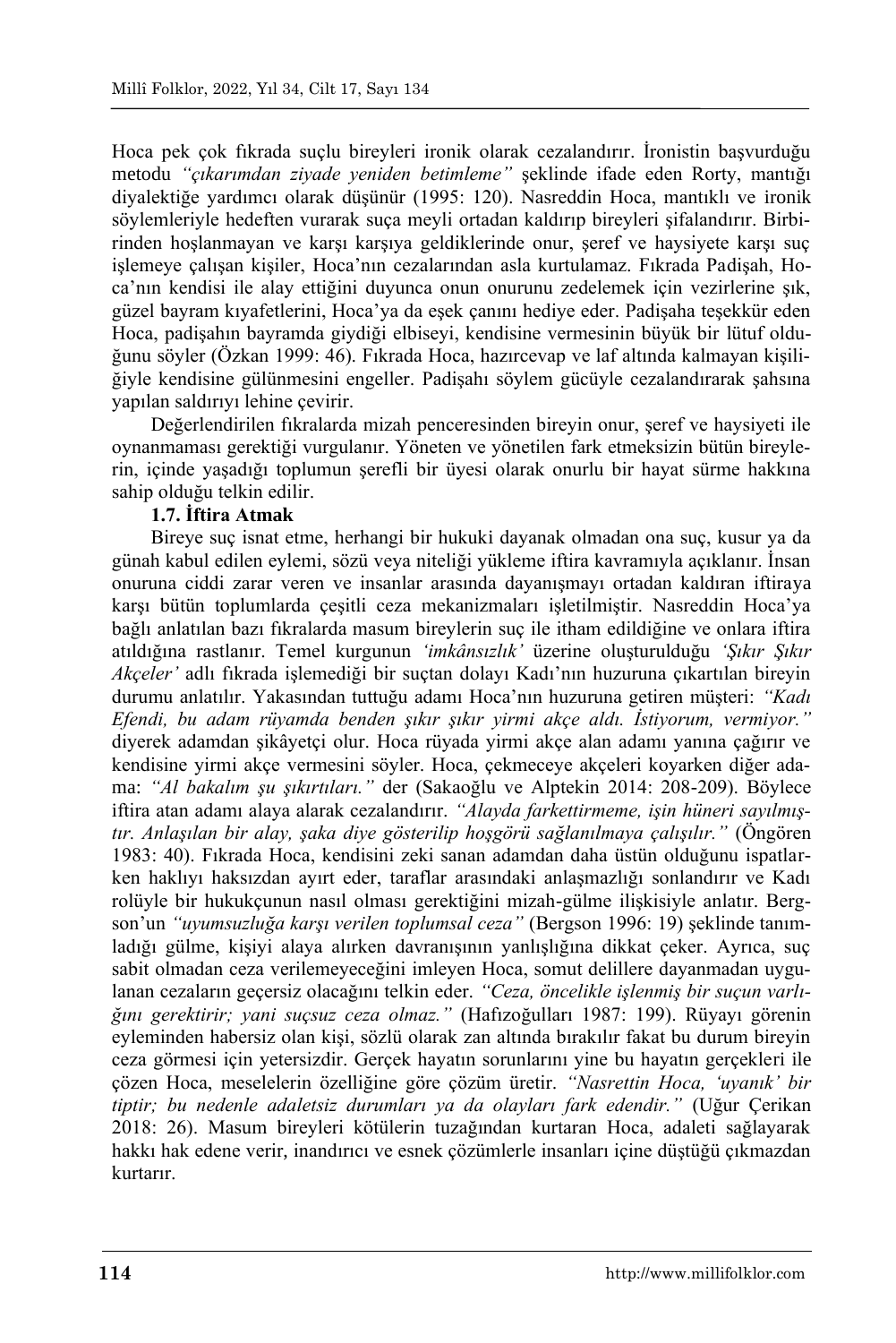Hoca pek çok fıkrada suçlu bireyleri ironik olarak cezalandırır. İronistin başvurduğu metodu *"çıkarımdan ziyade yeniden betimleme"* şeklinde ifade eden Rorty, mantığı diyalektiğe yardımcı olarak düşünür (1995: 120). Nasreddin Hoca, mantıklı ve ironik söylemleriyle hedeften vurarak suça meyli ortadan kaldırıp bireyleri şifalandırır. Birbirinden hoşlanmayan ve karşı karşıya geldiklerinde onur, şeref ve haysiyete karşı suç işlemeye çalışan kişiler, Hoca'nın cezalarından asla kurtulamaz. Fıkrada Padişah, Hoca'nın kendisi ile alay ettiğini duyunca onun onurunu zedelemek için vezirlerine şık, güzel bayram kıyafetlerini, Hoca'ya da eşek çanını hediye eder. Padişaha teşekkür eden Hoca, padişahın bayramda giydiği elbiseyi, kendisine vermesinin büyük bir lütuf olduğunu söyler (Özkan 1999: 46). Fıkrada Hoca, hazırcevap ve laf altında kalmayan kişiliğiyle kendisine gülünmesini engeller. Padişahı söylem gücüyle cezalandırarak şahsına yapılan saldırıyı lehine çevirir.

Değerlendirilen fıkralarda mizah penceresinden bireyin onur, şeref ve haysiyeti ile oynanmaması gerektiği vurgulanır. Yöneten ve yönetilen fark etmeksizin bütün bireylerin, içinde yaşadığı toplumun şerefli bir üyesi olarak onurlu bir hayat sürme hakkına sahip olduğu telkin edilir.

**1.7. İftira Atmak**

Bireye suç isnat etme, herhangi bir hukuki dayanak olmadan ona suç, kusur ya da günah kabul edilen eylemi, sözü veya niteliği yükleme iftira kavramıyla açıklanır. İnsan onuruna ciddi zarar veren ve insanlar arasında dayanışmayı ortadan kaldıran iftiraya karşı bütün toplumlarda çeşitli ceza mekanizmaları işletilmiştir. Nasreddin Hoca'ya bağlı anlatılan bazı fıkralarda masum bireylerin suç ile itham edildiğine ve onlara iftira atıldığına rastlanır. Temel kurgunun *'imkânsızlık'* üzerine oluşturulduğu *'Şıkır Şıkır Akçeler'* adlı fıkrada işlemediği bir suçtan dolayı Kadı'nın huzuruna çıkartılan bireyin durumu anlatılır. Yakasından tuttuğu adamı Hoca'nın huzuruna getiren müşteri: *"Kadı Efendi, bu adam rüyamda benden şıkır şıkır yirmi akçe aldı. İstiyorum, vermiyor."* diyerek adamdan şikâyetçi olur. Hoca rüyada yirmi akçe alan adamı yanına çağırır ve kendisine yirmi akçe vermesini söyler. Hoca, çekmeceye akçeleri koyarken diğer adama: *"Al bakalım şu şıkırtıları."* der (Sakaoğlu ve Alptekin 2014: 208-209). Böylece iftira atan adamı alaya alarak cezalandırır. *"Alayda farkettirmeme, işin hüneri sayılmıştır. Anlaşılan bir alay, şaka diye gösterilip hoşgörü sağlanılmaya çalışılır."* (Öngören 1983: 40). Fıkrada Hoca, kendisini zeki sanan adamdan daha üstün olduğunu ispatlarken haklıyı haksızdan ayırt eder, taraflar arasındaki anlaşmazlığı sonlandırır ve Kadı rolüyle bir hukukçunun nasıl olması gerektiğini mizah-gülme ilişkisiyle anlatır. Bergson'un *"uyumsuzluğa karşı verilen toplumsal ceza"* (Bergson 1996: 19) şeklinde tanımladığı gülme, kişiyi alaya alırken davranışının yanlışlığına dikkat çeker. Ayrıca, suç sabit olmadan ceza verilemeyeceğini imleyen Hoca, somut delillere dayanmadan uygulanan cezaların geçersiz olacağını telkin eder. *"Ceza, öncelikle işlenmiş bir suçun varlığını gerektirir; yani suçsuz ceza olmaz."* (Hafızoğulları 1987: 199). Rüyayı görenin eyleminden habersiz olan kişi, sözlü olarak zan altında bırakılır fakat bu durum bireyin ceza görmesi için yetersizdir. Gerçek hayatın sorunlarını yine bu hayatın gerçekleri ile çözen Hoca, meselelerin özelliğine göre çözüm üretir. *"Nasrettin Hoca, 'uyanık' bir tiptir; bu nedenle adaletsiz durumları ya da olayları fark edendir."* (Uğur Çerikan 2018: 26). Masum bireyleri kötülerin tuzağından kurtaran Hoca, adaleti sağlayarak hakkı hak edene verir, inandırıcı ve esnek çözümlerle insanları içine düştüğü çıkmazdan kurtarır.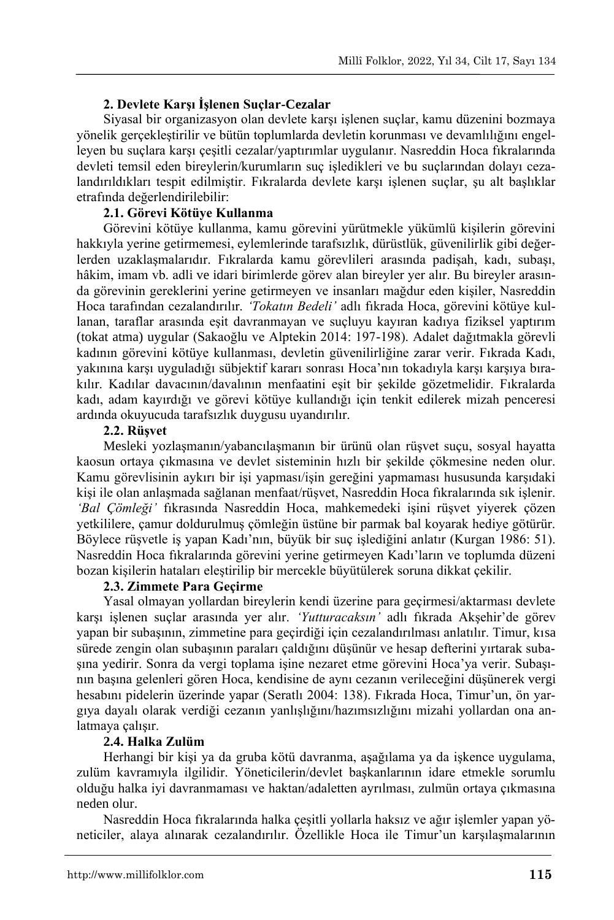## 2. Devlete Karşı İşlenen Suçlar-Cezalar

Siyasal bir organizasyon olan devlete karşı işlenen suçlar, kamu düzenini bozmaya yönelik gerçekleştirilir ve bütün toplumlarda devletin korunması ve devamlılığını engelleyen bu suçlara karşı çeşitli cezalar/yaptırımlar uygulanır. Nasreddin Hoca fıkralarında devleti temsil eden bireylerin/kurumların suç işledikleri ve bu suçlarından dolayı cezalandırıldıkları tespit edilmiştir. Fıkralarda devlete karşı işlenen suçlar, şu alt başlıklar etrafında değerlendirilebilir:

### 2.1. Görevi Kötüye Kullanma

Görevini kötüye kullanma, kamu görevini yürütmekle yükümlü kişilerin görevini hakkıyla yerine getirmemesi, eylemlerinde tarafsızlık, dürüstlük, güvenilirlik gibi değerlerden uzaklaşmalarıdır. Fıkralarda kamu görevlileri arasında padişah, kadı, subaşı, hâkim, imam vb. adli ve idari birimlerde görev alan bireyler yer alır. Bu bireyler arasında görevinin gereklerini yerine getirmeyen ve insanları mağdur eden kişiler, Nasreddin Hoca tarafından cezalandırılır. *'Tokatın Bedeli'* adlı fıkrada Hoca, görevini kötüye kullanan, taraflar arasında eşit davranmayan ve suçluyu kayıran kadıya fiziksel yaptırım (tokat atma) uygular (Sakaoğlu ve Alptekin 2014: 197-198). Adalet dağıtmakla görevli kadının görevini kötüye kullanması, devletin güvenilirliğine zarar verir. Fıkrada Kadı, yakınına karşı uyguladığı sübjektif kararı sonrası Hoca'nın tokadıyla karşı karşıya bırakılır. Kadılar davacının/davalının menfaatini eşit bir şekilde gözetmelidir. Fıkralarda kadı, adam kayırdığı ve görevi kötüye kullandığı için tenkit edilerek mizah penceresi ardında okuyucuda tarafsızlık duygusu uyandırılır.

### 2.2. Rüşvet

Mesleki yozlaşmanın/yabancılaşmanın bir ürünü olan rüşvet suçu, sosyal hayatta kaosun ortaya çıkmasına ve devlet sisteminin hızlı bir şekilde çökmesine neden olur. Kamu görevlisinin aykırı bir işi yapması/işin gereğini yapmaması hususunda karşıdaki kişi ile olan anlaşmada sağlanan menfaat/rüşvet, Nasreddin Hoca fıkralarında sık işlenir. *'Bal Çömleği'* fıkrasında Nasreddin Hoca, mahkemedeki işini rüşvet yiyerek çözen yetkililere, çamur doldurulmuş çömleğin üstüne bir parmak bal koyarak hediye götürür. Böylece rüşvetle iş yapan Kadı'nın, büyük bir suç işlediğini anlatır (Kurgan 1986: 51). Nasreddin Hoca fıkralarında görevini yerine getirmeyen Kadı'ların ve toplumda düzeni bozan kişilerin hataları eleştirilip bir mercekle büyütülerek soruna dikkat çekilir.

### 2.3. Zimmete Para Geçirme

Yasal olmayan yollardan bireylerin kendi üzerine para geçirmesi/aktarması devlete karşı işlenen suçlar arasında yer alır. *'Yutturacaksın'* adlı fıkrada Akşehir'de görev yapan bir subaşının, zimmetine para geçirdiği için cezalandırılması anlatılır. Timur, kısa sürede zengin olan subaşının paraları çaldığını düşünür ve hesap defterini yırtarak subaşına yedirir. Sonra da vergi toplama işine nezaret etme görevini Hoca'ya verir. Subaşının başına gelenleri gören Hoca, kendisine de aynı cezanın verileceğini düşünerek vergi hesabını pidelerin üzerinde yapar (Seratlı 2004: 138). Fıkrada Hoca, Timur'un, ön yargıya dayalı olarak verdiği cezanın yanlışlığını/hazımsızlığını mizahi yollardan ona anlatmaya çalışır.

### 2.4. Halka Zulüm

Herhangi bir kişi ya da gruba kötü davranma, aşağılama ya da işkence uygulama, zulüm kavramıyla ilgilidir. Yöneticilerin/devlet başkanlarının idare etmekle sorumlu olduğu halka iyi davranmaması ve haktan/adaletten ayrılması, zulmün ortaya çıkmasına neden olur.

Nasreddin Hoca fıkralarında halka çeşitli yollarla haksız ve ağır işlemler yapan yöneticiler, alaya alınarak cezalandırılır. Özellikle Hoca ile Timur'un karşılaşmalarının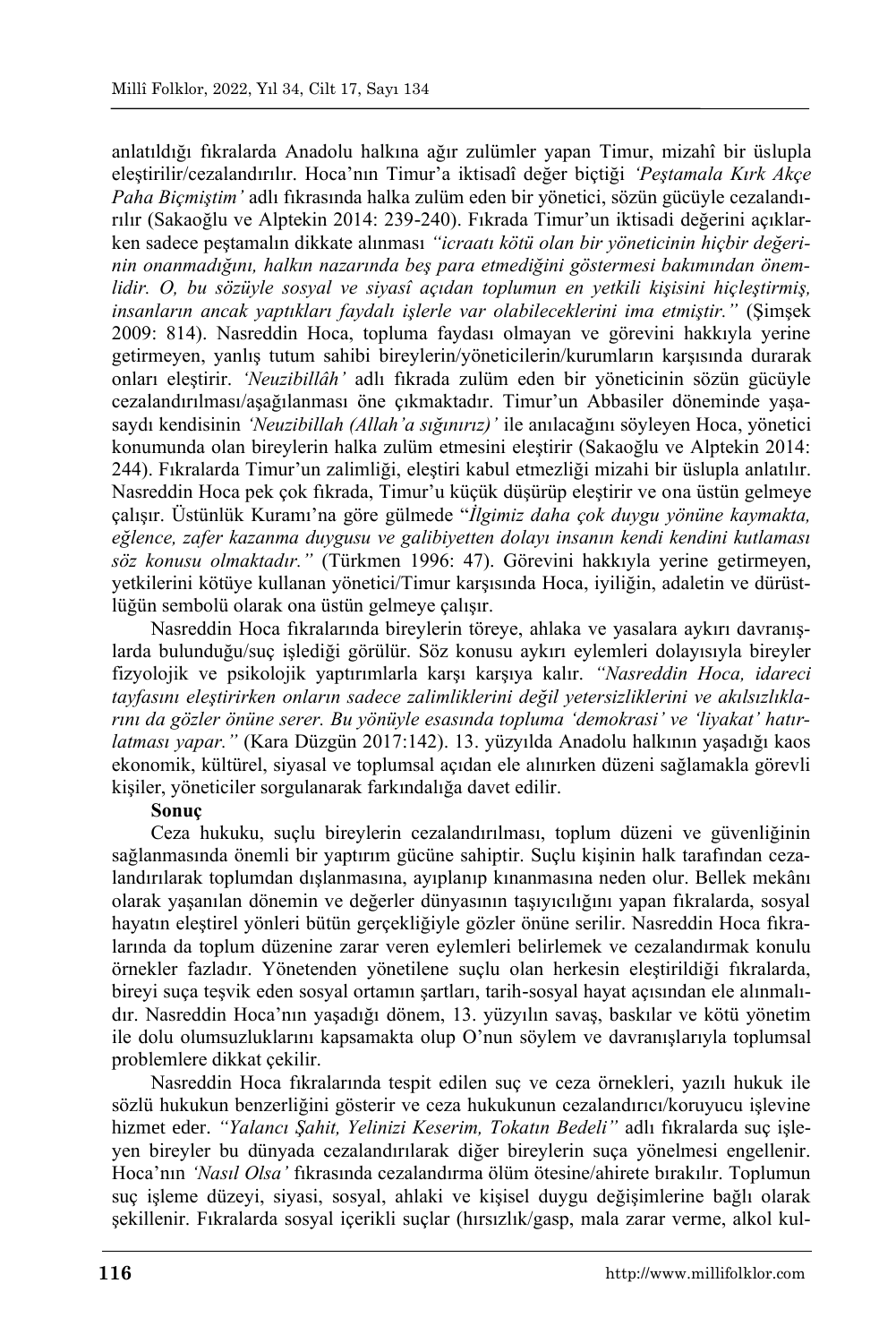anlatıldığı fıkralarda Anadolu halkına ağır zulümler yapan Timur, mizahî bir üslupla eleştirilir/cezalandırılır. Hoca'nın Timur'a iktisadî değer biçtiği *'Peştamala Kırk Akçe Paha Biçmiştim'* adlı fıkrasında halka zulüm eden bir yönetici, sözün gücüyle cezalandırılır (Sakaoğlu ve Alptekin 2014: 239-240). Fıkrada Timur'un iktisadi değerini açıklarken sadece peştamalın dikkate alınması *"icraatı kötü olan bir yöneticinin hiçbir değerinin onanmadığını, halkın nazarında beş para etmediğini göstermesi bakımından önemlidir. O, bu sözüyle sosyal ve siyasî açıdan toplumun en yetkili kişisini hiçleştirmiş, insanların ancak yaptıkları faydalı işlerle var olabileceklerini ima etmiştir."* (Şimşek 2009: 814). Nasreddin Hoca, topluma faydası olmayan ve görevini hakkıyla yerine getirmeyen, yanlış tutum sahibi bireylerin/yöneticilerin/kurumların karşısında durarak onları eleştirir. *'Neuzibillâh'* adlı fıkrada zulüm eden bir yöneticinin sözün gücüyle cezalandırılması/aşağılanması öne çıkmaktadır. Timur'un Abbasiler döneminde yaşasaydı kendisinin *'Neuzibillah (Allah'a sığınırız)'* ile anılacağını söyleyen Hoca, yönetici konumunda olan bireylerin halka zulüm etmesini eleştirir (Sakaoğlu ve Alptekin 2014: 244). Fıkralarda Timur'un zalimliği, eleştiri kabul etmezliği mizahi bir üslupla anlatılır. Nasreddin Hoca pek çok fıkrada, Timur'u küçük düşürüp eleştirir ve ona üstün gelmeye çalışır. Üstünlük Kuramı'na göre gülmede "*İlgimiz daha çok duygu yönüne kaymakta, eğlence, zafer kazanma duygusu ve galibiyetten dolayı insanın kendi kendini kutlaması söz konusu olmaktadır."* (Türkmen 1996: 47). Görevini hakkıyla yerine getirmeyen, yetkilerini kötüye kullanan yönetici/Timur karşısında Hoca, iyiliğin, adaletin ve dürüstlüğün sembolü olarak ona üstün gelmeye çalışır.

Nasreddin Hoca fıkralarında bireylerin töreye, ahlaka ve yasalara aykırı davranışlarda bulunduğu/suç işlediği görülür. Söz konusu aykırı eylemleri dolayısıyla bireyler fizyolojik ve psikolojik yaptırımlarla karşı karşıya kalır. *"Nasreddin Hoca, idareci tayfasını eleştirirken onların sadece zalimliklerini değil yetersizliklerini ve akılsızlıklarını da gözler önüne serer. Bu yönüyle esasında topluma 'demokrasi' ve 'liyakat' hatırlatması yapar."* (Kara Düzgün 2017:142). 13. yüzyılda Anadolu halkının yaşadığı kaos ekonomik, kültürel, siyasal ve toplumsal açıdan ele alınırken düzeni sağlamakla görevli kişiler, yöneticiler sorgulanarak farkındalığa davet edilir.

**Sonuç**

Ceza hukuku, suçlu bireylerin cezalandırılması, toplum düzeni ve güvenliğinin sağlanmasında önemli bir yaptırım gücüne sahiptir. Suçlu kişinin halk tarafından cezalandırılarak toplumdan dışlanmasına, ayıplanıp kınanmasına neden olur. Bellek mekânı olarak yaşanılan dönemin ve değerler dünyasının taşıyıcılığını yapan fıkralarda, sosyal hayatın eleştirel yönleri bütün gerçekliğiyle gözler önüne serilir. Nasreddin Hoca fıkralarında da toplum düzenine zarar veren eylemleri belirlemek ve cezalandırmak konulu örnekler fazladır. Yönetenden yönetilene suçlu olan herkesin eleştirildiği fıkralarda, bireyi suça teşvik eden sosyal ortamın şartları, tarih-sosyal hayat açısından ele alınmalıdır. Nasreddin Hoca'nın yaşadığı dönem, 13. yüzyılın savaş, baskılar ve kötü yönetim ile dolu olumsuzluklarını kapsamakta olup O'nun söylem ve davranışlarıyla toplumsal problemlere dikkat çekilir.

Nasreddin Hoca fıkralarında tespit edilen suç ve ceza örnekleri, yazılı hukuk ile sözlü hukukun benzerliğini gösterir ve ceza hukukunun cezalandırıcı/koruyucu işlevine hizmet eder. *"Yalancı Şahit, Yelinizi Keserim, Tokatın Bedeli"* adlı fıkralarda suç işleyen bireyler bu dünyada cezalandırılarak diğer bireylerin suça yönelmesi engellenir. Hoca'nın *'Nasıl Olsa'* fıkrasında cezalandırma ölüm ötesine/ahirete bırakılır. Toplumun suç işleme düzeyi, siyasi, sosyal, ahlaki ve kişisel duygu değişimlerine bağlı olarak şekillenir. Fıkralarda sosyal içerikli suçlar (hırsızlık/gasp, mala zarar verme, alkol kul-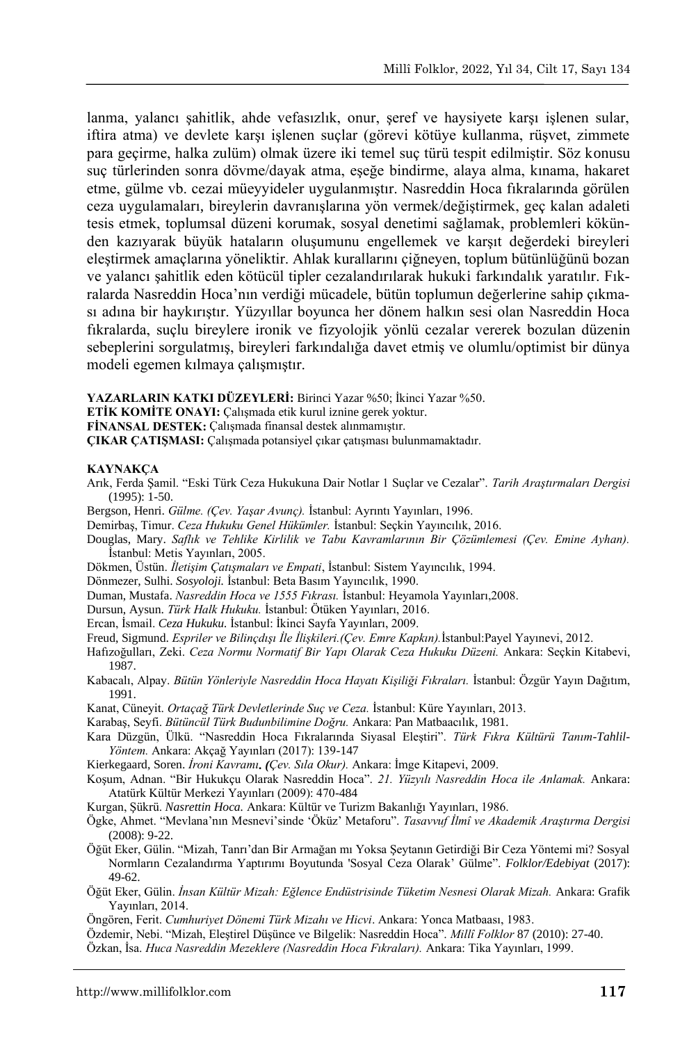lanma, yalancı şahitlik, ahde vefasızlık, onur, şeref ve haysiyete karşı işlenen sular, iftira atma) ve devlete karşı işlenen suçlar (görevi kötüye kullanma, rüşvet, zimmete para geçirme, halka zulüm) olmak üzere iki temel suç türü tespit edilmiştir. Söz konusu suç türlerinden sonra dövme/dayak atma, eşeğe bindirme, alaya alma, kınama, hakaret etme, gülme vb. cezai müeyyideler uygulanmıştır. Nasreddin Hoca fıkralarında görülen ceza uygulamaları, bireylerin davranışlarına yön vermek/değiştirmek, geç kalan adaleti tesis etmek, toplumsal düzeni korumak, sosyal denetimi sağlamak, problemleri kökünden kazıyarak büyük hataların oluşumunu engellemek ve karşıt değerdeki bireyleri eleştirmek amaçlarına yöneliktir. Ahlak kurallarını çiğneyen, toplum bütünlüğünü bozan ve yalancı şahitlik eden kötücül tipler cezalandırılarak hukuki farkındalık yaratılır. Fıkralarda Nasreddin Hoca'nın verdiği mücadele, bütün toplumun değerlerine sahip çıkması adına bir haykırıştır. Yüzyıllar boyunca her dönem halkın sesi olan Nasreddin Hoca fıkralarda, suçlu bireylere ironik ve fizyolojik yönlü cezalar vererek bozulan düzenin sebeplerini sorgulatmış, bireyleri farkındalığa davet etmiş ve olumlu/optimist bir dünya modeli egemen kılmaya çalışmıştır.

**YAZARLARIN KATKI DÜZEYLERİ:** Birinci Yazar %50; İkinci Yazar %50.
**ETİK KOMİTE ONAYI:** Çalışmada etik kurul iznine gerek yoktur.
**FİNANSAL DESTEK:** Çalışmada finansal destek alınmamıştır.
**ÇIKAR ÇATIŞMASI:** Çalışmada potansiyel çıkar çatışması bulunmamaktadır.

**KAYNAKÇA**

Arık, Ferda Şamil. "Eski Türk Ceza Hukukuna Dair Notlar 1 Suçlar ve Cezalar". *Tarih Araştırmaları Dergisi* (1995): 1-50.

Bergson, Henri. *Gülme. (Çev. Yaşar Avunç).* İstanbul: Ayrıntı Yayınları, 1996.

Demirbaş, Timur. *Ceza Hukuku Genel Hükümler.* İstanbul: Seçkin Yayıncılık, 2016.

Douglas, Mary. *Saflık ve Tehlike Kirlilik ve Tabu Kavramlarının Bir Çözümlemesi (Çev. Emine Ayhan).* İstanbul: Metis Yayınları, 2005.

Dökmen, Üstün. *İletişim Çatışmaları ve Empati*, İstanbul: Sistem Yayıncılık, 1994.

Dönmezer, Sulhi. *Sosyoloji.* İstanbul: Beta Basım Yayıncılık, 1990.

Duman, Mustafa. *Nasreddin Hoca ve 1555 Fıkrası.* İstanbul: Heyamola Yayınları,2008.

Dursun, Aysun. *Türk Halk Hukuku.* İstanbul: Ötüken Yayınları, 2016.

Ercan, İsmail. *Ceza Hukuku.* İstanbul: İkinci Sayfa Yayınları, 2009.

Freud, Sigmund. *Espriler ve Bilinçdışı İle İlişkileri.(Çev. Emre Kapkın).*İstanbul:Payel Yayınevi, 2012.

Hafızoğulları, Zeki. *Ceza Normu Normatif Bir Yapı Olarak Ceza Hukuku Düzeni.* Ankara: Seçkin Kitabevi, 1987.

Kabacalı, Alpay. *Bütün Yönleriyle Nasreddin Hoca Hayatı Kişiliği Fıkraları.* İstanbul: Özgür Yayın Dağıtım, 1991.

Kanat, Cüneyit. *Ortaçağ Türk Devletlerinde Suç ve Ceza.* İstanbul: Küre Yayınları, 2013.

Karabaş, Seyfi. *Bütüncül Türk Budunbilimine Doğru.* Ankara: Pan Matbaacılık, 1981.

Kara Düzgün, Ülkü. "Nasreddin Hoca Fıkralarında Siyasal Eleştiri". *Türk Fıkra Kültürü Tanım-Tahlil-Yöntem.* Ankara: Akçağ Yayınları (2017): 139-147

Kierkegaard, Soren. *İroni Kavramı. (Çev. Sıla Okur).* Ankara: İmge Kitapevi, 2009.

Koşum, Adnan. "Bir Hukukçu Olarak Nasreddin Hoca". *21. Yüzyılı Nasreddin Hoca ile Anlamak.* Ankara: Atatürk Kültür Merkezi Yayınları (2009): 470-484

Kurgan, Şükrü. *Nasrettin Hoca.* Ankara: Kültür ve Turizm Bakanlığı Yayınları, 1986.

Ögke, Ahmet. "Mevlana'nın Mesnevi'sinde 'Öküz' Metaforu". *Tasavvuf İlmî ve Akademik Araştırma Dergisi* (2008): 9-22.

Öğüt Eker, Gülin. "Mizah, Tanrı'dan Bir Armağan mı Yoksa Şeytanın Getirdiği Bir Ceza Yöntemi mi? Sosyal Normların Cezalandırma Yaptırımı Boyutunda 'Sosyal Ceza Olarak' Gülme". *Folklor/Edebiyat* (2017): 49-62.

Öğüt Eker, Gülin. *İnsan Kültür Mizah: Eğlence Endüstrisinde Tüketim Nesnesi Olarak Mizah.* Ankara: Grafik Yayınları, 2014.

Öngören, Ferit. *Cumhuriyet Dönemi Türk Mizahı ve Hicvi*. Ankara: Yonca Matbaası, 1983.

Özdemir, Nebi. "Mizah, Eleştirel Düşünce ve Bilgelik: Nasreddin Hoca". *Millî Folklor* 87 (2010): 27-40.

Özkan, İsa. *Huca Nasreddin Mezeklere (Nasreddin Hoca Fıkraları).* Ankara: Tika Yayınları, 1999.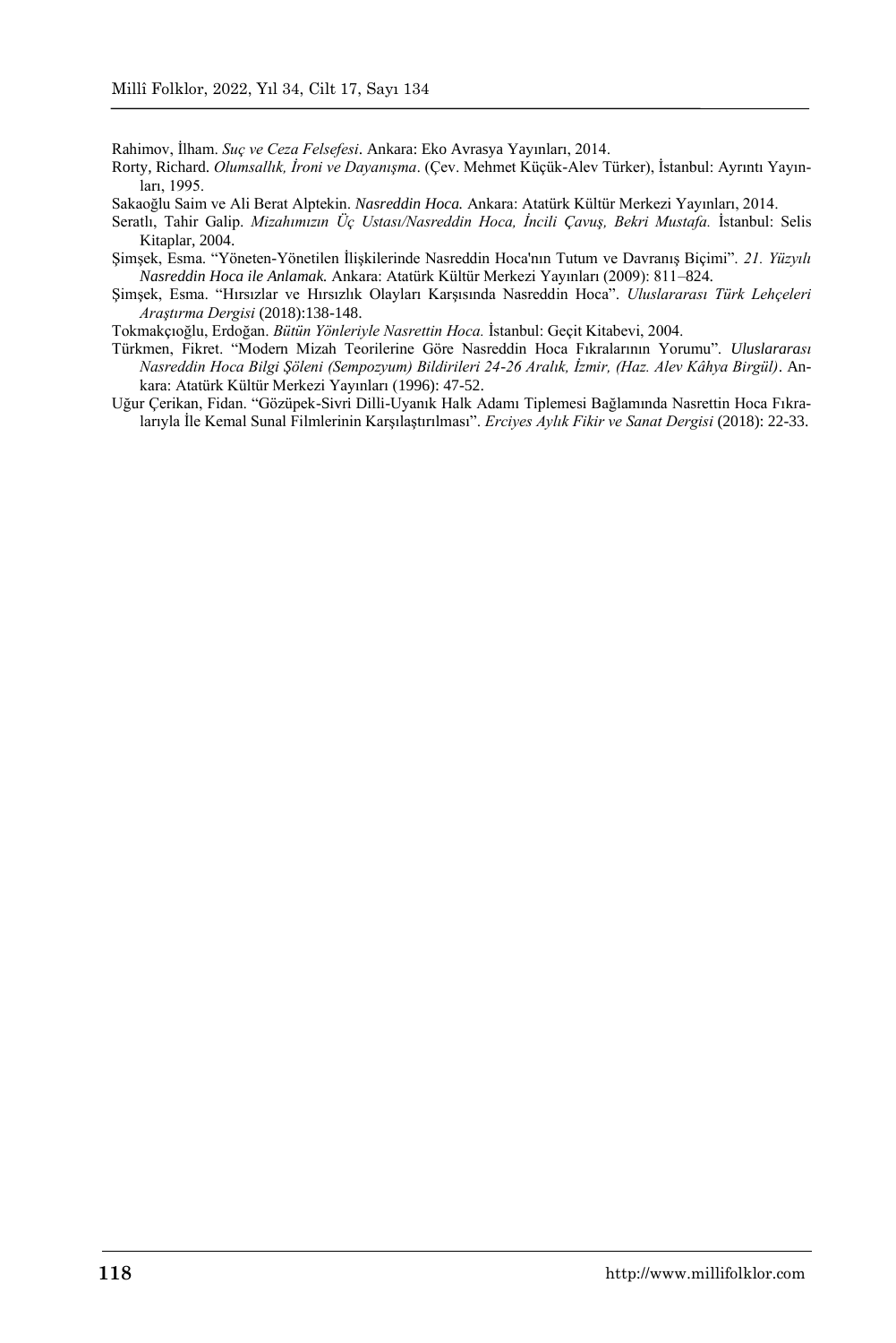Rahimov, İlham. *Suç ve Ceza Felsefesi*. Ankara: Eko Avrasya Yayınları, 2014.

Rorty, Richard. *Olumsallık, İroni ve Dayanışma*. (Çev. Mehmet Küçük-Alev Türker), İstanbul: Ayrıntı Yayınları, 1995.

Sakaoğlu Saim ve Ali Berat Alptekin. *Nasreddin Hoca.* Ankara: Atatürk Kültür Merkezi Yayınları, 2014.

Seratlı, Tahir Galip. *Mizahımızın Üç Ustası/Nasreddin Hoca, İncili Çavuş, Bekri Mustafa.* İstanbul: Selis Kitaplar, 2004.

Şimşek, Esma. "Yöneten-Yönetilen İlişkilerinde Nasreddin Hoca'nın Tutum ve Davranış Biçimi". *21. Yüzyılı Nasreddin Hoca ile Anlamak.* Ankara: Atatürk Kültür Merkezi Yayınları (2009): 811–824.

Şimşek, Esma. "Hırsızlar ve Hırsızlık Olayları Karşısında Nasreddin Hoca". *Uluslararası Türk Lehçeleri Araştırma Dergisi* (2018):138-148.

Tokmakçıoğlu, Erdoğan. *Bütün Yönleriyle Nasrettin Hoca.* İstanbul: Geçit Kitabevi, 2004.

Türkmen, Fikret. "Modern Mizah Teorilerine Göre Nasreddin Hoca Fıkralarının Yorumu". *Uluslararası Nasreddin Hoca Bilgi Şöleni (Sempozyum) Bildirileri 24-26 Aralık, İzmir, (Haz. Alev Kâhya Birgül)*. Ankara: Atatürk Kültür Merkezi Yayınları (1996): 47-52.

Uğur Çerikan, Fidan. "Gözüpek-Sivri Dilli-Uyanık Halk Adamı Tiplemesi Bağlamında Nasrettin Hoca Fıkralarıyla İle Kemal Sunal Filmlerinin Karşılaştırılması". *Erciyes Aylık Fikir ve Sanat Dergisi* (2018): 22-33.